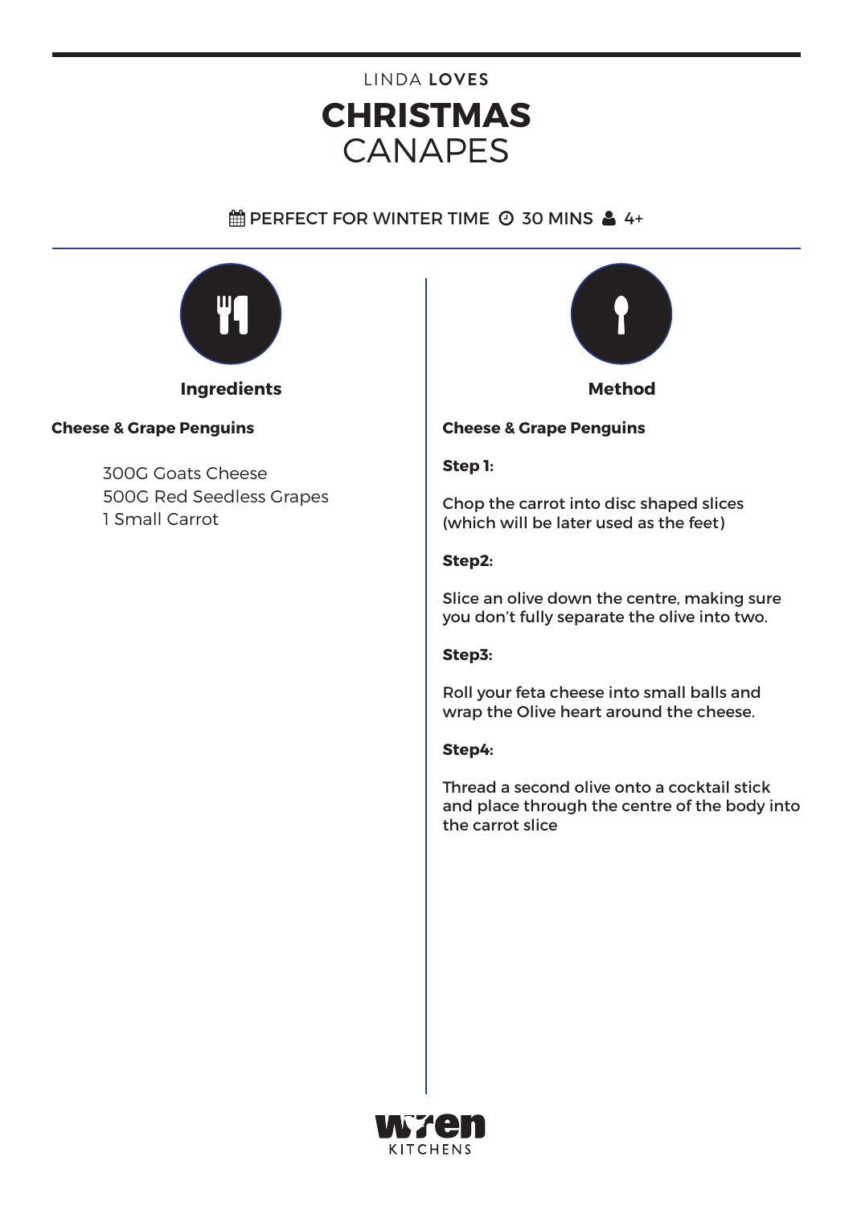LINDA **LOVES**

# CHRISTMAS CANAPES

PERFECT FOR WINTER TIME · 30 MINS · 4+

## Ingredients

**Cheese & Grape Penguins**

- 300G Goats Cheese
- 500G Red Seedless Grapes
- 1 Small Carrot

## Method

**Cheese & Grape Penguins**

**Step 1:**

Chop the carrot into disc shaped slices (which will be later used as the feet)

**Step2:**

Slice an olive down the centre, making sure you don't fully separate the olive into two.

**Step3:**

Roll your feta cheese into small balls and wrap the Olive heart around the cheese.

**Step4:**

Thread a second olive onto a cocktail stick and place through the centre of the body into the carrot slice

wren KITCHENS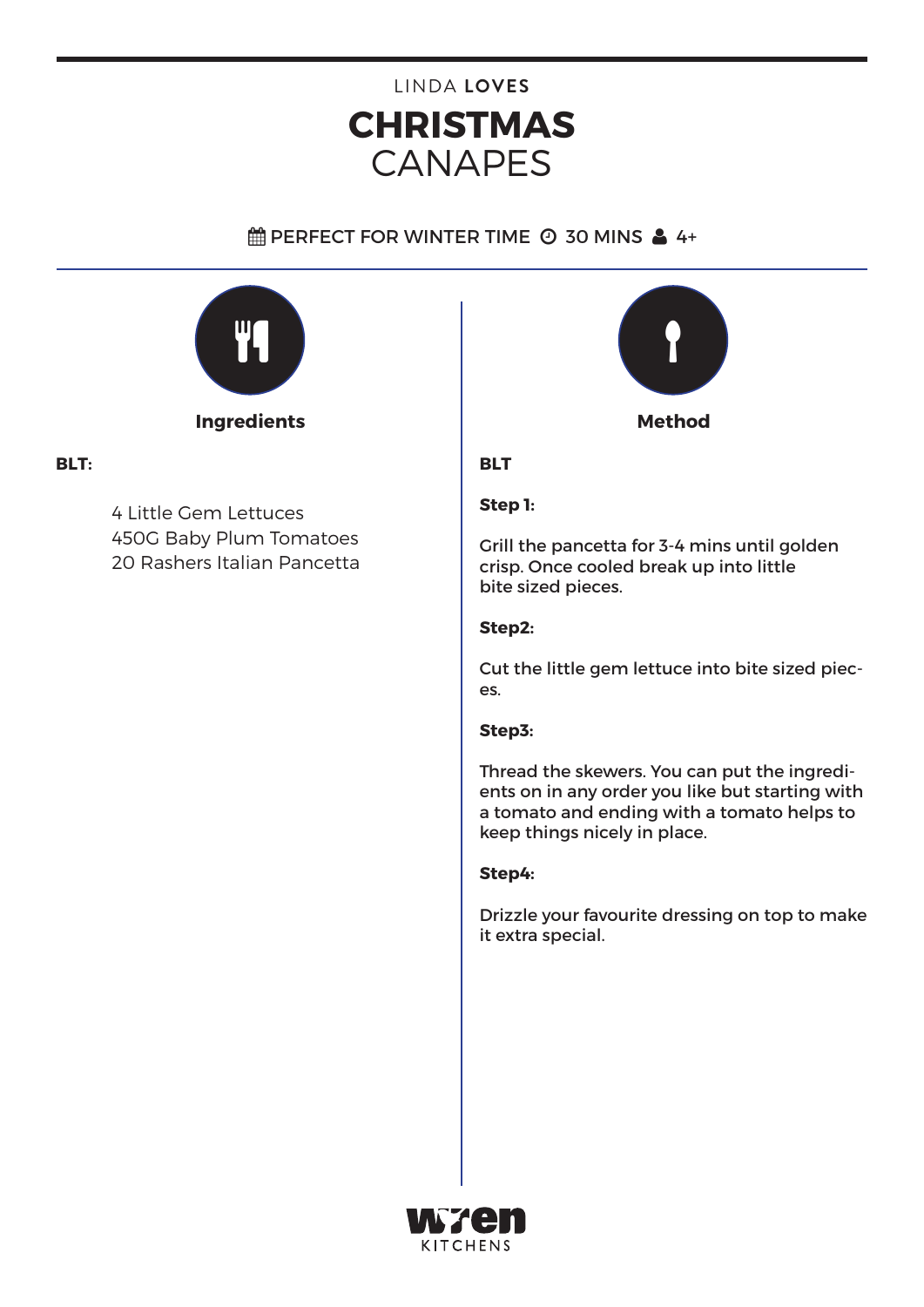LINDA **LOVES**

# **CHRISTMAS** CANAPES

PERFECT FOR WINTER TIME 30 MINS 4+

## Ingredients

**BLT:**

4 Little Gem Lettuces
450G Baby Plum Tomatoes
20 Rashers Italian Pancetta

## Method

**BLT**

**Step 1:**

Grill the pancetta for 3-4 mins until golden crisp. Once cooled break up into little bite sized pieces.

**Step2:**

Cut the little gem lettuce into bite sized pieces.

**Step3:**

Thread the skewers. You can put the ingredients on in any order you like but starting with a tomato and ending with a tomato helps to keep things nicely in place.

**Step4:**

Drizzle your favourite dressing on top to make it extra special.

wren KITCHENS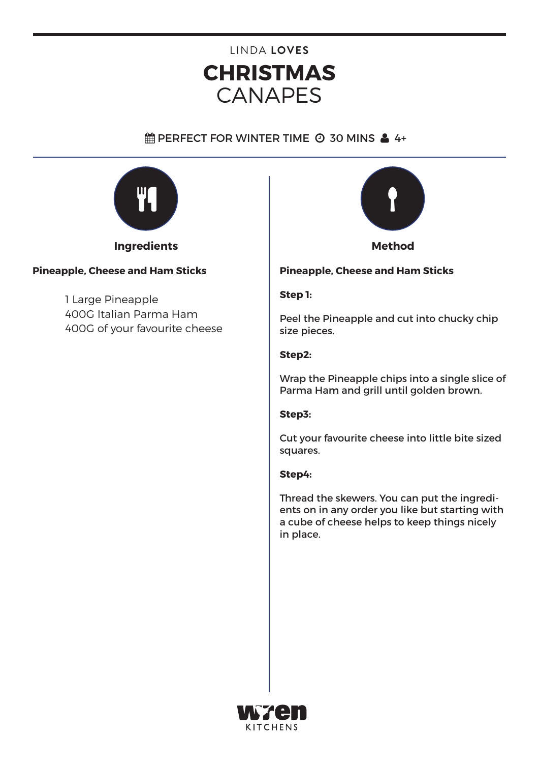LINDA **LOVES**

# CHRISTMAS CANAPES

PERFECT FOR WINTER TIME 30 MINS 4+

## Ingredients

**Pineapple, Cheese and Ham Sticks**

1 Large Pineapple
400G Italian Parma Ham
400G of your favourite cheese

## Method

**Pineapple, Cheese and Ham Sticks**

**Step 1:**

Peel the Pineapple and cut into chucky chip size pieces.

**Step2:**

Wrap the Pineapple chips into a single slice of Parma Ham and grill until golden brown.

**Step3:**

Cut your favourite cheese into little bite sized squares.

**Step4:**

Thread the skewers. You can put the ingredients on in any order you like but starting with a cube of cheese helps to keep things nicely in place.

wren KITCHENS